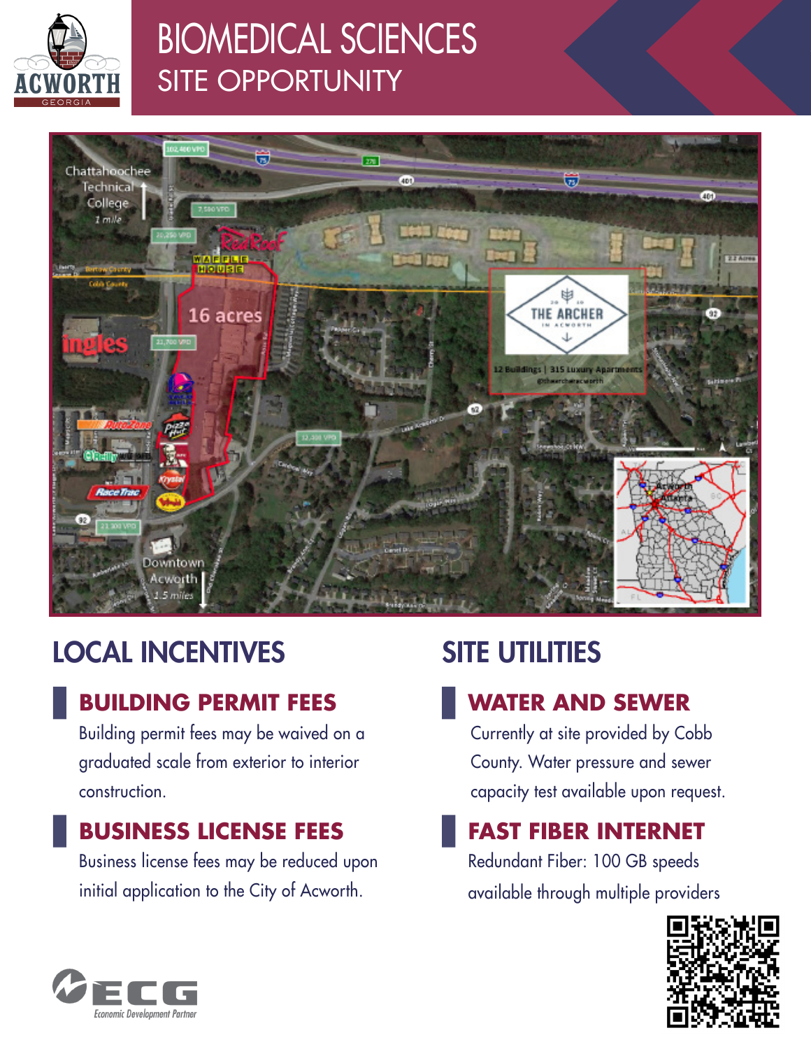# BIOMEDICAL SCIENCES
## SITE OPPORTUNITY

## LOCAL INCENTIVES

### BUILDING PERMIT FEES

Building permit fees may be waived on a graduated scale from exterior to interior construction.

### BUSINESS LICENSE FEES

Business license fees may be reduced upon initial application to the City of Acworth.

## SITE UTILITIES

### WATER AND SEWER

Currently at site provided by Cobb County. Water pressure and sewer capacity test available upon request.

### FAST FIBER INTERNET

Redundant Fiber: 100 GB speeds available through multiple providers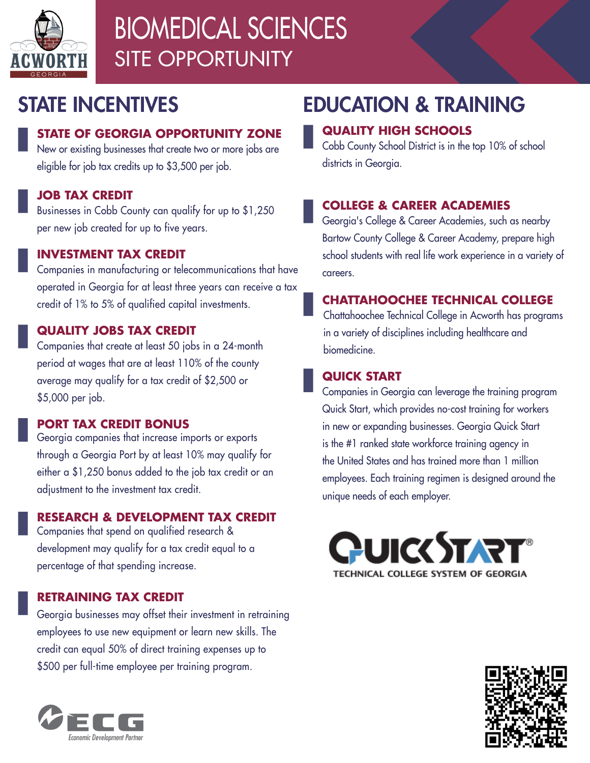# BIOMEDICAL SCIENCES
## SITE OPPORTUNITY

## STATE INCENTIVES

### STATE OF GEORGIA OPPORTUNITY ZONE

New or existing businesses that create two or more jobs are eligible for job tax credits up to $3,500 per job.

### JOB TAX CREDIT

Businesses in Cobb County can qualify for up to $1,250 per new job created for up to five years.

### INVESTMENT TAX CREDIT

Companies in manufacturing or telecommunications that have operated in Georgia for at least three years can receive a tax credit of 1% to 5% of qualified capital investments.

### QUALITY JOBS TAX CREDIT

Companies that create at least 50 jobs in a 24-month period at wages that are at least 110% of the county average may qualify for a tax credit of $2,500 or $5,000 per job.

### PORT TAX CREDIT BONUS

Georgia companies that increase imports or exports through a Georgia Port by at least 10% may qualify for either a $1,250 bonus added to the job tax credit or an adjustment to the investment tax credit.

### RESEARCH & DEVELOPMENT TAX CREDIT

Companies that spend on qualified research & development may qualify for a tax credit equal to a percentage of that spending increase.

### RETRAINING TAX CREDIT

Georgia businesses may offset their investment in retraining employees to use new equipment or learn new skills. The credit can equal 50% of direct training expenses up to $500 per full-time employee per training program.

## EDUCATION & TRAINING

### QUALITY HIGH SCHOOLS

Cobb County School District is in the top 10% of school districts in Georgia.

### COLLEGE & CAREER ACADEMIES

Georgia's College & Career Academies, such as nearby Bartow County College & Career Academy, prepare high school students with real life work experience in a variety of careers.

### CHATTAHOOCHEE TECHNICAL COLLEGE

Chattahoochee Technical College in Acworth has programs in a variety of disciplines including healthcare and biomedicine.

### QUICK START

Companies in Georgia can leverage the training program Quick Start, which provides no-cost training for workers in new or expanding businesses. Georgia Quick Start is the #1 ranked state workforce training agency in the United States and has trained more than 1 million employees. Each training regimen is designed around the unique needs of each employer.

QUICKSTART® TECHNICAL COLLEGE SYSTEM OF GEORGIA

ECG Economic Development Partner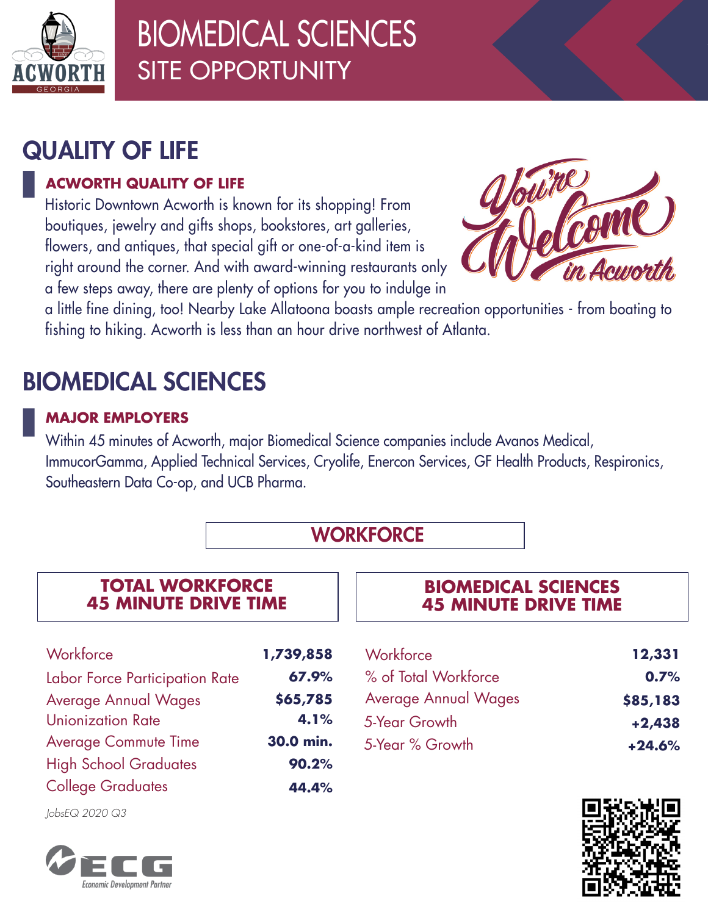# BIOMEDICAL SCIENCES
## SITE OPPORTUNITY

## QUALITY OF LIFE

### ACWORTH QUALITY OF LIFE

Historic Downtown Acworth is known for its shopping! From boutiques, jewelry and gifts shops, bookstores, art galleries, flowers, and antiques, that special gift or one-of-a-kind item is right around the corner. And with award-winning restaurants only a few steps away, there are plenty of options for you to indulge in a little fine dining, too! Nearby Lake Allatoona boasts ample recreation opportunities - from boating to fishing to hiking. Acworth is less than an hour drive northwest of Atlanta.

You're Welcome in Acworth

## BIOMEDICAL SCIENCES

### MAJOR EMPLOYERS

Within 45 minutes of Acworth, major Biomedical Science companies include Avanos Medical, ImmucorGamma, Applied Technical Services, Cryolife, Enercon Services, GF Health Products, Respironics, Southeastern Data Co-op, and UCB Pharma.

## WORKFORCE

### TOTAL WORKFORCE 45 MINUTE DRIVE TIME

| | |
|---|---|
| Workforce | **1,739,858** |
| Labor Force Participation Rate | **67.9%** |
| Average Annual Wages | **$65,785** |
| Unionization Rate | **4.1%** |
| Average Commute Time | **30.0 min.** |
| High School Graduates | **90.2%** |
| College Graduates | **44.4%** |

### BIOMEDICAL SCIENCES 45 MINUTE DRIVE TIME

| | |
|---|---|
| Workforce | **12,331** |
| % of Total Workforce | **0.7%** |
| Average Annual Wages | **$85,183** |
| 5-Year Growth | **+2,438** |
| 5-Year % Growth | **+24.6%** |

*JobsEQ 2020 Q3*

ECG Economic Development Partner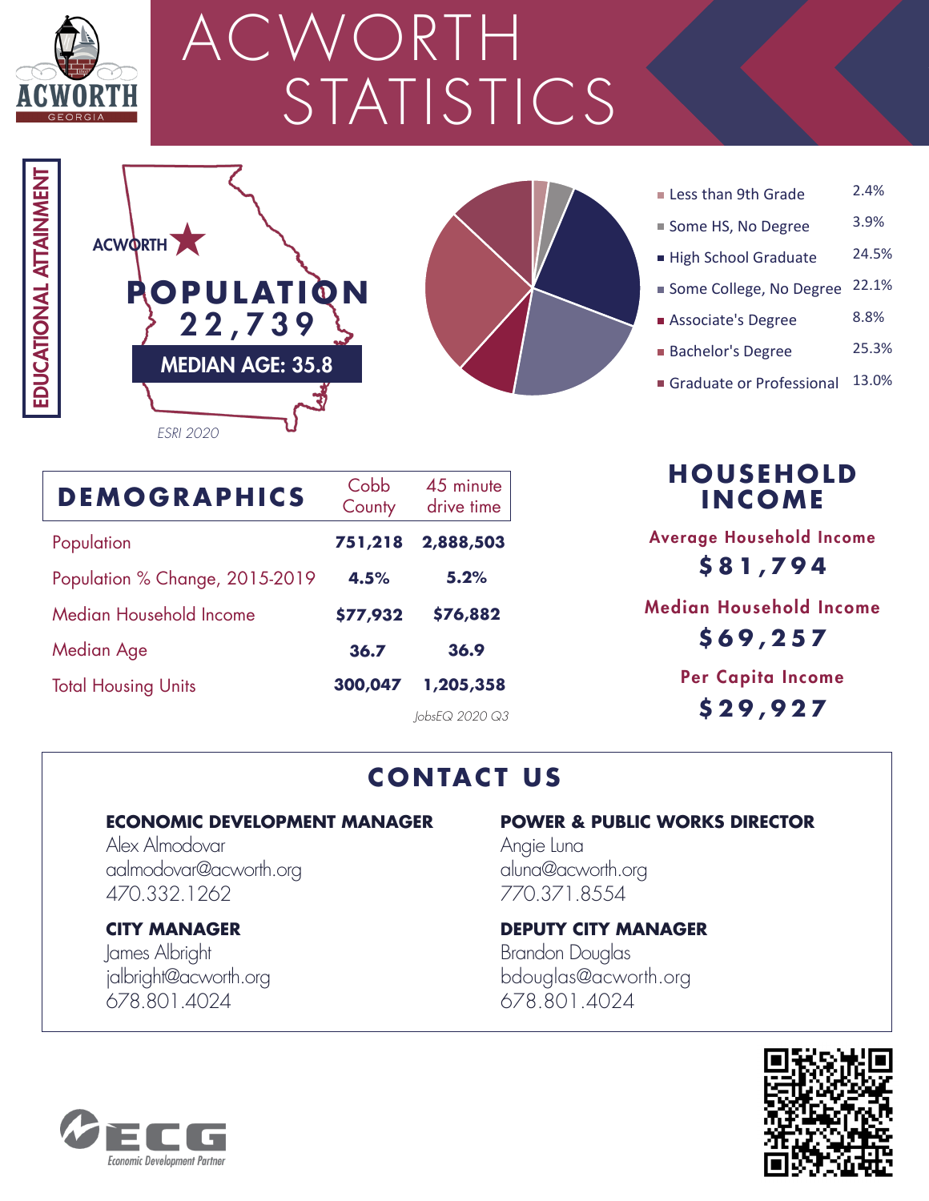# ACWORTH STATISTICS

ACWORTH GEORGIA

## EDUCATIONAL ATTAINMENT

ACWORTH

**POPULATION 22,739**

**MEDIAN AGE: 35.8**

*ESRI 2020*

Less than 9th Grade 2.4%
Some HS, No Degree 3.9%
High School Graduate 24.5%
Some College, No Degree 22.1%
Associate's Degree 8.8%
Bachelor's Degree 25.3%
Graduate or Professional 13.0%

## DEMOGRAPHICS

| | Cobb County | 45 minute drive time |
|---|---|---|
| Population | **751,218** | **2,888,503** |
| Population % Change, 2015-2019 | **4.5%** | **5.2%** |
| Median Household Income | **$77,932** | **$76,882** |
| Median Age | **36.7** | **36.9** |
| Total Housing Units | **300,047** | **1,205,358** |

*JobsEQ 2020 Q3*

## HOUSEHOLD INCOME

**Average Household Income**
**$81,794**

**Median Household Income**
**$69,257**

**Per Capita Income**
**$29,927**

## CONTACT US

**ECONOMIC DEVELOPMENT MANAGER**
Alex Almodovar
aalmodovar@acworth.org
470.332.1262

**CITY MANAGER**
James Albright
jalbright@acworth.org
678.801.4024

**POWER & PUBLIC WORKS DIRECTOR**
Angie Luna
aluna@acworth.org
770.371.8554

**DEPUTY CITY MANAGER**
Brandon Douglas
bdouglas@acworth.org
678.801.4024

ECG Economic Development Partner